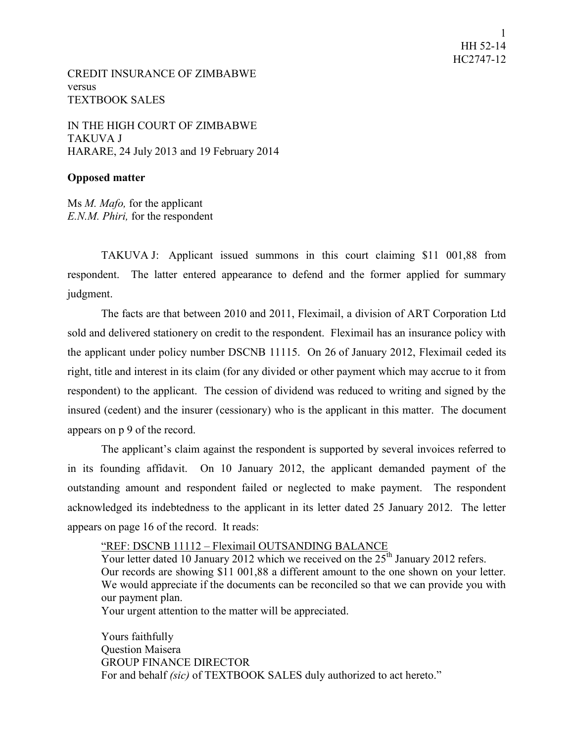CREDIT INSURANCE OF ZIMBABWE
versus
TEXTBOOK SALES

IN THE HIGH COURT OF ZIMBABWE
TAKUVA J
HARARE, 24 July 2013 and 19 February 2014

**Opposed matter**

Ms *M. Mafo,* for the applicant
*E.N.M. Phiri,* for the respondent

TAKUVA J: Applicant issued summons in this court claiming $11 001,88 from respondent. The latter entered appearance to defend and the former applied for summary judgment.

The facts are that between 2010 and 2011, Fleximail, a division of ART Corporation Ltd sold and delivered stationery on credit to the respondent. Fleximail has an insurance policy with the applicant under policy number DSCNB 11115. On 26 of January 2012, Fleximail ceded its right, title and interest in its claim (for any divided or other payment which may accrue to it from respondent) to the applicant. The cession of dividend was reduced to writing and signed by the insured (cedent) and the insurer (cessionary) who is the applicant in this matter. The document appears on p 9 of the record.

The applicant's claim against the respondent is supported by several invoices referred to in its founding affidavit. On 10 January 2012, the applicant demanded payment of the outstanding amount and respondent failed or neglected to make payment. The respondent acknowledged its indebtedness to the applicant in its letter dated 25 January 2012. The letter appears on page 16 of the record. It reads:

> "REF: DSCNB 11112 – Fleximail OUTSANDING BALANCE
> Your letter dated 10 January 2012 which we received on the 25th January 2012 refers.
> Our records are showing $11 001,88 a different amount to the one shown on your letter.
> We would appreciate if the documents can be reconciled so that we can provide you with our payment plan.
> Your urgent attention to the matter will be appreciated.
>
> Yours faithfully
> Question Maisera
> GROUP FINANCE DIRECTOR
> For and behalf *(sic)* of TEXTBOOK SALES duly authorized to act hereto."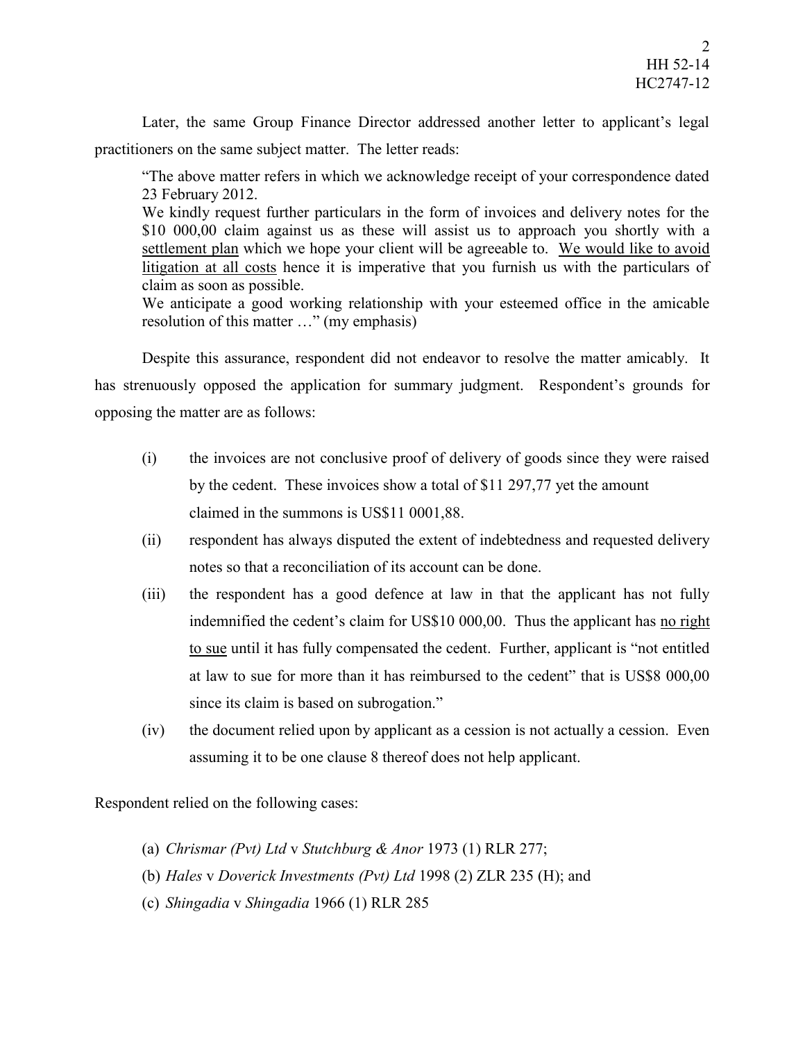Later, the same Group Finance Director addressed another letter to applicant's legal practitioners on the same subject matter. The letter reads:

> "The above matter refers in which we acknowledge receipt of your correspondence dated 23 February 2012.
> We kindly request further particulars in the form of invoices and delivery notes for the $10 000,00 claim against us as these will assist us to approach you shortly with a <u>settlement plan</u> which we hope your client will be agreeable to. <u>We would like to avoid litigation at all costs</u> hence it is imperative that you furnish us with the particulars of claim as soon as possible.
> We anticipate a good working relationship with your esteemed office in the amicable resolution of this matter …" (my emphasis)

Despite this assurance, respondent did not endeavor to resolve the matter amicably. It has strenuously opposed the application for summary judgment. Respondent's grounds for opposing the matter are as follows:

(i) the invoices are not conclusive proof of delivery of goods since they were raised by the cedent. These invoices show a total of $11 297,77 yet the amount claimed in the summons is US$11 0001,88.

(ii) respondent has always disputed the extent of indebtedness and requested delivery notes so that a reconciliation of its account can be done.

(iii) the respondent has a good defence at law in that the applicant has not fully indemnified the cedent's claim for US$10 000,00. Thus the applicant has <u>no right to sue</u> until it has fully compensated the cedent. Further, applicant is "not entitled at law to sue for more than it has reimbursed to the cedent" that is US$8 000,00 since its claim is based on subrogation."

(iv) the document relied upon by applicant as a cession is not actually a cession. Even assuming it to be one clause 8 thereof does not help applicant.

Respondent relied on the following cases:

(a) *Chrismar (Pvt) Ltd* v *Stutchburg & Anor* 1973 (1) RLR 277;
(b) *Hales* v *Doverick Investments (Pvt) Ltd* 1998 (2) ZLR 235 (H); and
(c) *Shingadia* v *Shingadia* 1966 (1) RLR 285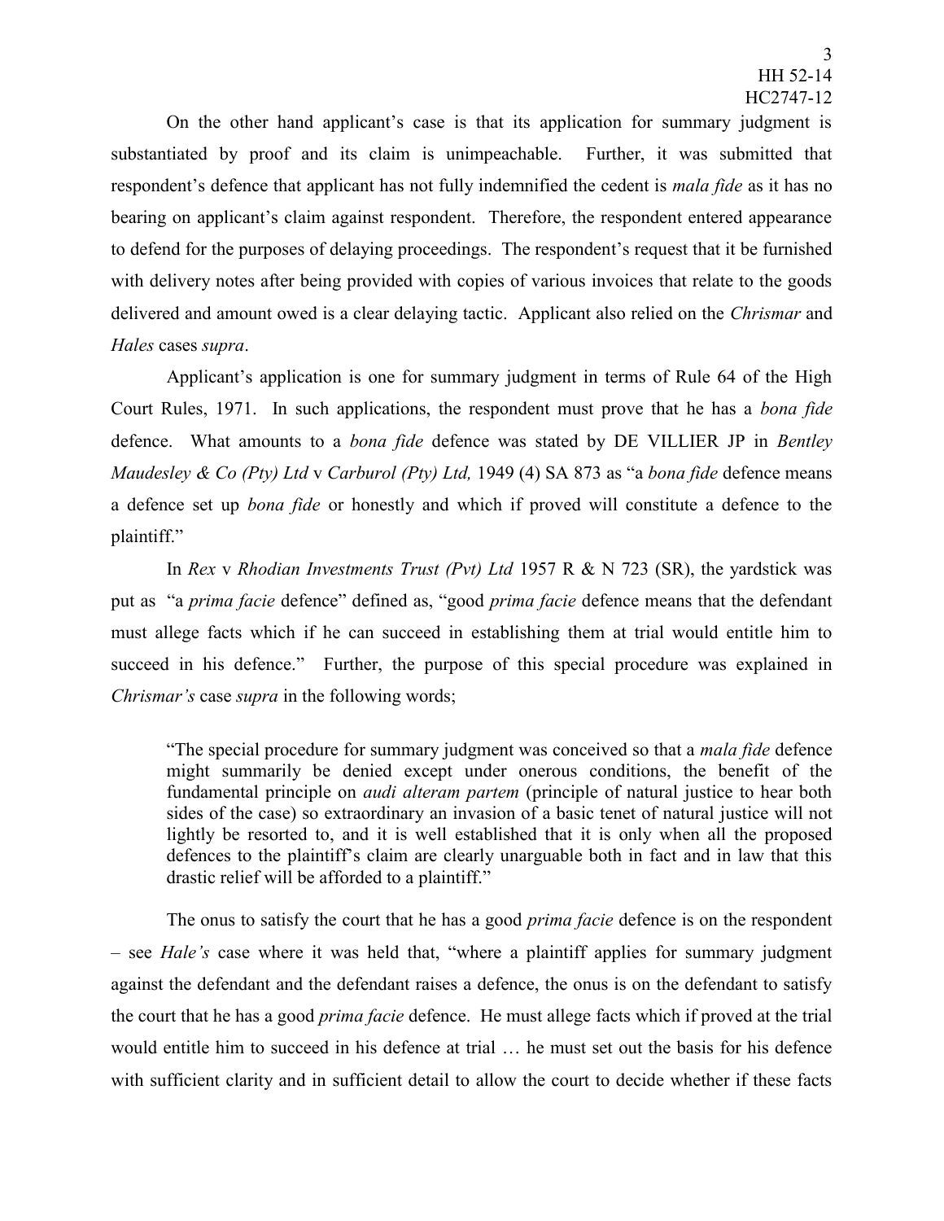On the other hand applicant's case is that its application for summary judgment is substantiated by proof and its claim is unimpeachable. Further, it was submitted that respondent's defence that applicant has not fully indemnified the cedent is *mala fide* as it has no bearing on applicant's claim against respondent. Therefore, the respondent entered appearance to defend for the purposes of delaying proceedings. The respondent's request that it be furnished with delivery notes after being provided with copies of various invoices that relate to the goods delivered and amount owed is a clear delaying tactic. Applicant also relied on the *Chrismar* and *Hales* cases *supra*.

Applicant's application is one for summary judgment in terms of Rule 64 of the High Court Rules, 1971. In such applications, the respondent must prove that he has a *bona fide* defence. What amounts to a *bona fide* defence was stated by DE VILLIER JP in *Bentley Maudesley & Co (Pty) Ltd* v *Carburol (Pty) Ltd,* 1949 (4) SA 873 as "a *bona fide* defence means a defence set up *bona fide* or honestly and which if proved will constitute a defence to the plaintiff."

In *Rex* v *Rhodian Investments Trust (Pvt) Ltd* 1957 R & N 723 (SR), the yardstick was put as "a *prima facie* defence" defined as, "good *prima facie* defence means that the defendant must allege facts which if he can succeed in establishing them at trial would entitle him to succeed in his defence." Further, the purpose of this special procedure was explained in *Chrismar's* case *supra* in the following words;

> "The special procedure for summary judgment was conceived so that a *mala fide* defence might summarily be denied except under onerous conditions, the benefit of the fundamental principle on *audi alteram partem* (principle of natural justice to hear both sides of the case) so extraordinary an invasion of a basic tenet of natural justice will not lightly be resorted to, and it is well established that it is only when all the proposed defences to the plaintiff's claim are clearly unarguable both in fact and in law that this drastic relief will be afforded to a plaintiff."

The onus to satisfy the court that he has a good *prima facie* defence is on the respondent – see *Hale's* case where it was held that, "where a plaintiff applies for summary judgment against the defendant and the defendant raises a defence, the onus is on the defendant to satisfy the court that he has a good *prima facie* defence. He must allege facts which if proved at the trial would entitle him to succeed in his defence at trial … he must set out the basis for his defence with sufficient clarity and in sufficient detail to allow the court to decide whether if these facts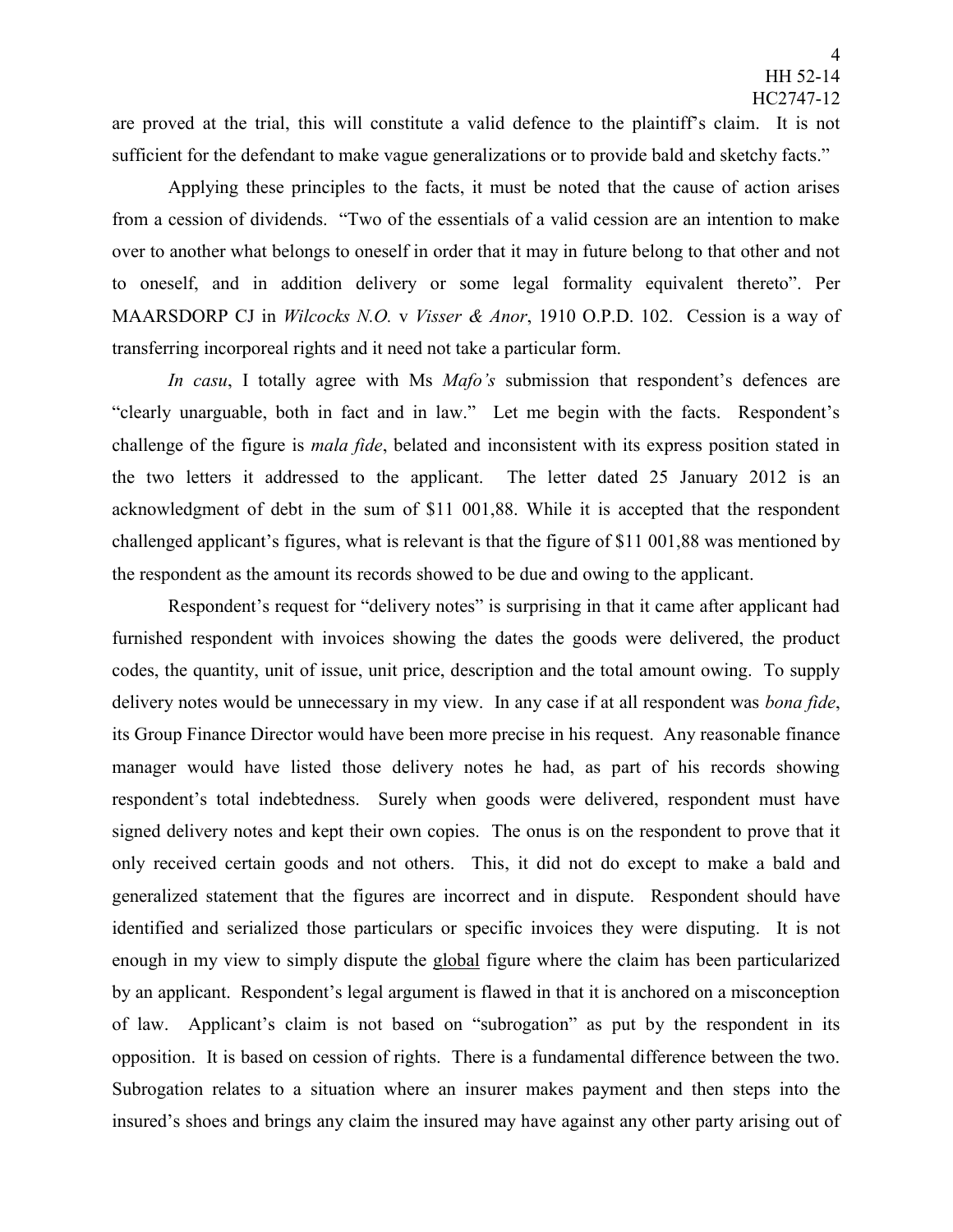are proved at the trial, this will constitute a valid defence to the plaintiff's claim. It is not sufficient for the defendant to make vague generalizations or to provide bald and sketchy facts."

Applying these principles to the facts, it must be noted that the cause of action arises from a cession of dividends. "Two of the essentials of a valid cession are an intention to make over to another what belongs to oneself in order that it may in future belong to that other and not to oneself, and in addition delivery or some legal formality equivalent thereto". Per MAARSDORP CJ in *Wilcocks N.O.* v *Visser & Anor*, 1910 O.P.D. 102. Cession is a way of transferring incorporeal rights and it need not take a particular form.

*In casu*, I totally agree with Ms *Mafo's* submission that respondent's defences are "clearly unarguable, both in fact and in law." Let me begin with the facts. Respondent's challenge of the figure is *mala fide*, belated and inconsistent with its express position stated in the two letters it addressed to the applicant. The letter dated 25 January 2012 is an acknowledgment of debt in the sum of \$11 001,88. While it is accepted that the respondent challenged applicant's figures, what is relevant is that the figure of \$11 001,88 was mentioned by the respondent as the amount its records showed to be due and owing to the applicant.

Respondent's request for "delivery notes" is surprising in that it came after applicant had furnished respondent with invoices showing the dates the goods were delivered, the product codes, the quantity, unit of issue, unit price, description and the total amount owing. To supply delivery notes would be unnecessary in my view. In any case if at all respondent was *bona fide*, its Group Finance Director would have been more precise in his request. Any reasonable finance manager would have listed those delivery notes he had, as part of his records showing respondent's total indebtedness. Surely when goods were delivered, respondent must have signed delivery notes and kept their own copies. The onus is on the respondent to prove that it only received certain goods and not others. This, it did not do except to make a bald and generalized statement that the figures are incorrect and in dispute. Respondent should have identified and serialized those particulars or specific invoices they were disputing. It is not enough in my view to simply dispute the <u>global</u> figure where the claim has been particularized by an applicant. Respondent's legal argument is flawed in that it is anchored on a misconception of law. Applicant's claim is not based on "subrogation" as put by the respondent in its opposition. It is based on cession of rights. There is a fundamental difference between the two. Subrogation relates to a situation where an insurer makes payment and then steps into the insured's shoes and brings any claim the insured may have against any other party arising out of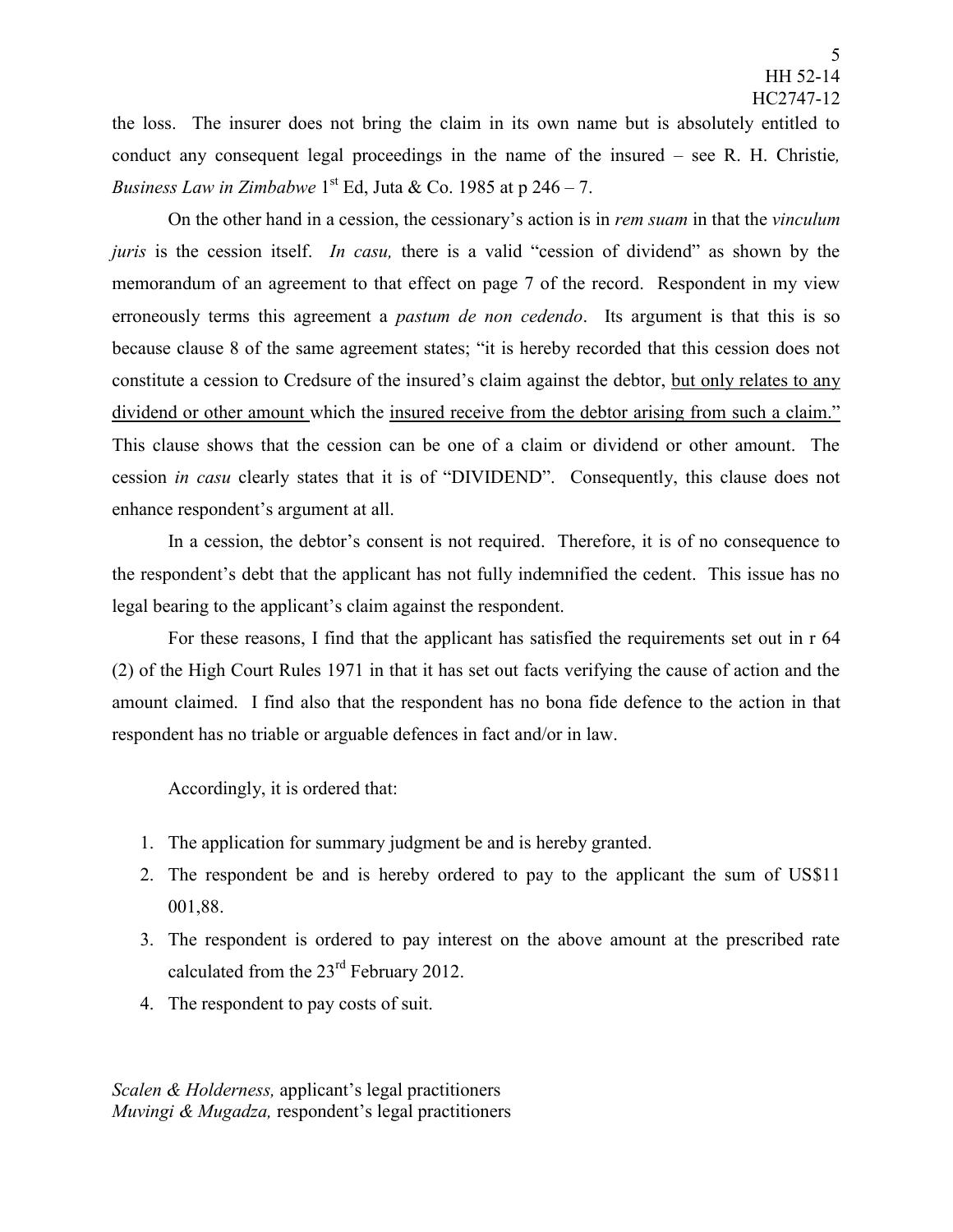the loss. The insurer does not bring the claim in its own name but is absolutely entitled to conduct any consequent legal proceedings in the name of the insured – see R. H. Christie*, Business Law in Zimbabwe* 1st Ed, Juta & Co. 1985 at p 246 – 7.

On the other hand in a cession, the cessionary's action is in *rem suam* in that the *vinculum juris* is the cession itself. *In casu,* there is a valid "cession of dividend" as shown by the memorandum of an agreement to that effect on page 7 of the record. Respondent in my view erroneously terms this agreement a *pastum de non cedendo*. Its argument is that this is so because clause 8 of the same agreement states; "it is hereby recorded that this cession does not constitute a cession to Credsure of the insured's claim against the debtor, <u>but only relates to any dividend or other amount</u> which the <u>insured receive from the debtor arising from such a claim."</u> This clause shows that the cession can be one of a claim or dividend or other amount. The cession *in casu* clearly states that it is of "DIVIDEND". Consequently, this clause does not enhance respondent's argument at all.

In a cession, the debtor's consent is not required. Therefore, it is of no consequence to the respondent's debt that the applicant has not fully indemnified the cedent. This issue has no legal bearing to the applicant's claim against the respondent.

For these reasons, I find that the applicant has satisfied the requirements set out in r 64 (2) of the High Court Rules 1971 in that it has set out facts verifying the cause of action and the amount claimed. I find also that the respondent has no bona fide defence to the action in that respondent has no triable or arguable defences in fact and/or in law.

Accordingly, it is ordered that:

1. The application for summary judgment be and is hereby granted.
2. The respondent be and is hereby ordered to pay to the applicant the sum of US$11 001,88.
3. The respondent is ordered to pay interest on the above amount at the prescribed rate calculated from the 23rd February 2012.
4. The respondent to pay costs of suit.

*Scalen & Holderness,* applicant's legal practitioners
*Muvingi & Mugadza,* respondent's legal practitioners